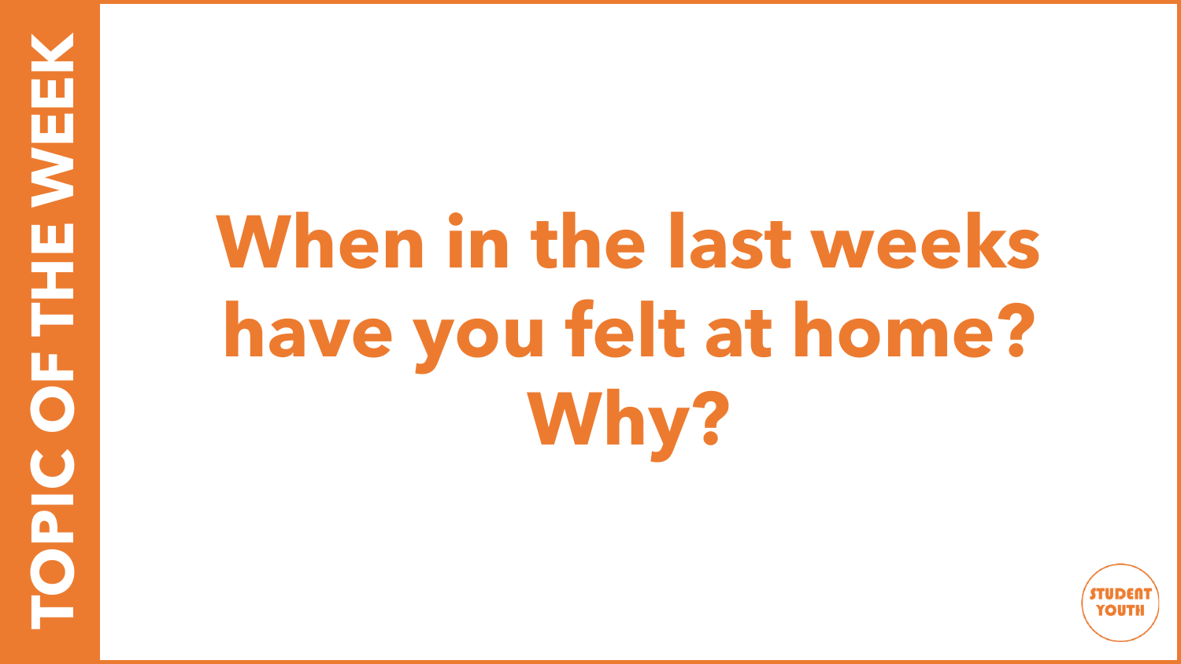**TOPIC OF THE WEEK**

# When in the last weeks have you felt at home? Why?

STUDENT YOUTH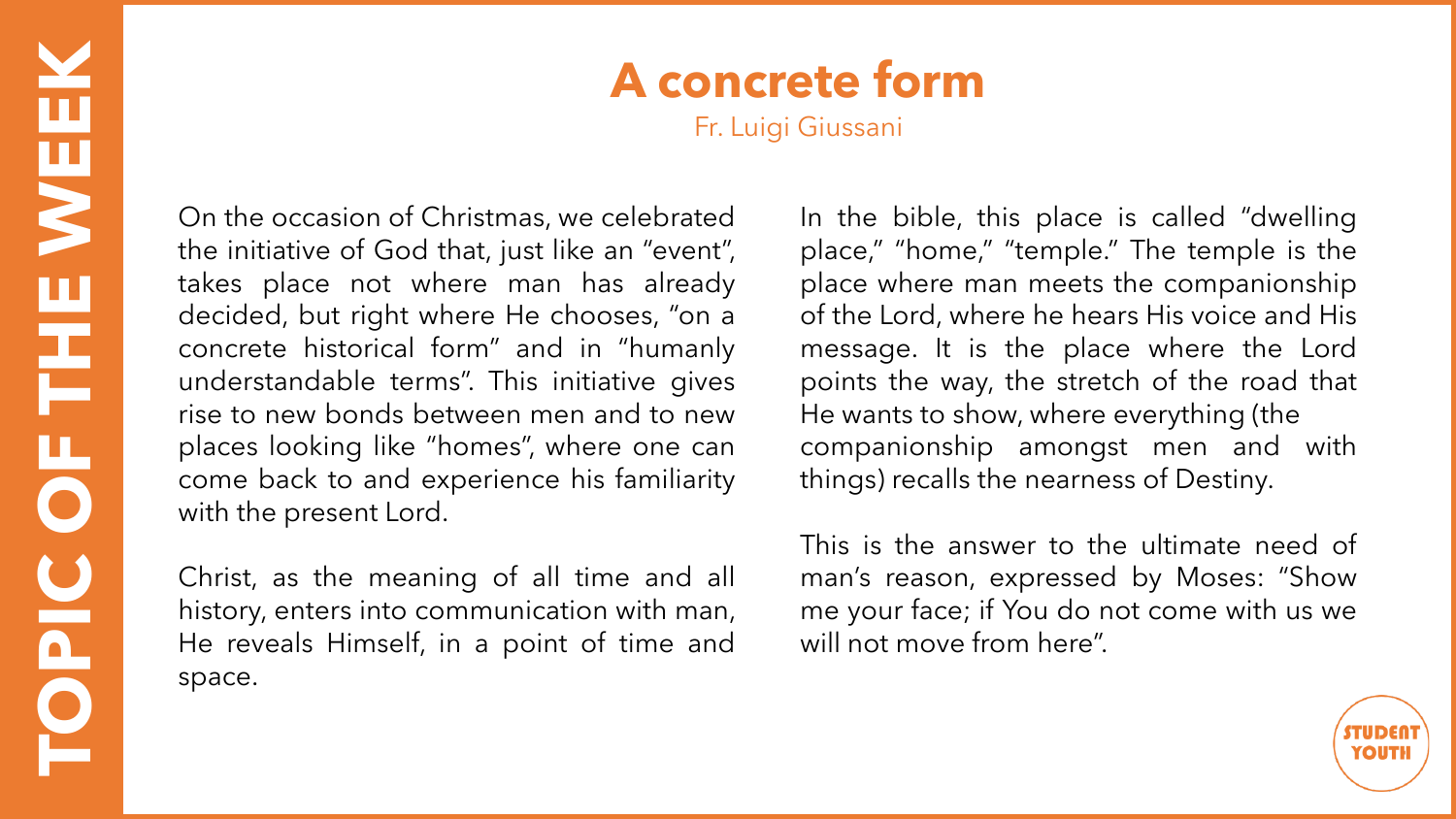# A concrete form

Fr. Luigi Giussani

On the occasion of Christmas, we celebrated the initiative of God that, just like an "event", takes place not where man has already decided, but right where He chooses, "on a concrete historical form" and in "humanly understandable terms". This initiative gives rise to new bonds between men and to new places looking like "homes", where one can come back to and experience his familiarity with the present Lord.

Christ, as the meaning of all time and all history, enters into communication with man, He reveals Himself, in a point of time and space.

In the bible, this place is called "dwelling place," "home," "temple." The temple is the place where man meets the companionship of the Lord, where he hears His voice and His message. It is the place where the Lord points the way, the stretch of the road that He wants to show, where everything (the companionship amongst men and with things) recalls the nearness of Destiny.

This is the answer to the ultimate need of man's reason, expressed by Moses: "Show me your face; if You do not come with us we will not move from here".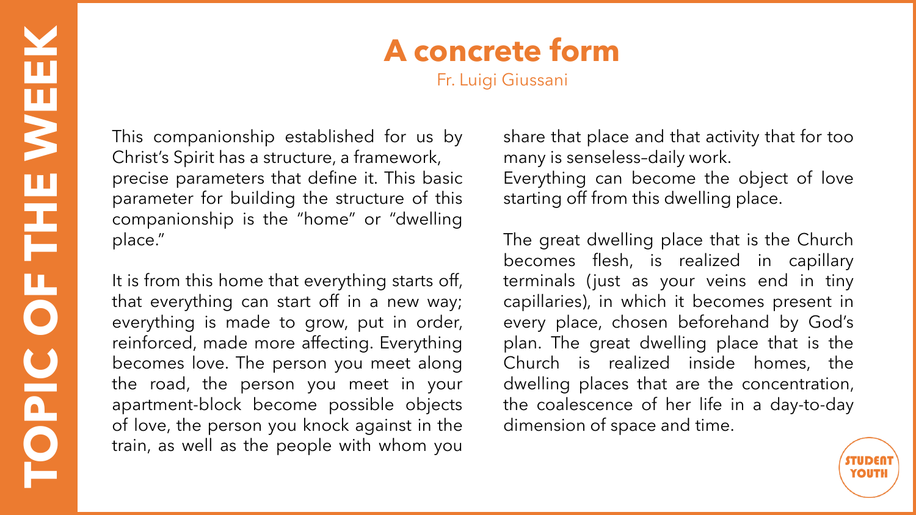# A concrete form

Fr. Luigi Giussani

This companionship established for us by Christ's Spirit has a structure, a framework, precise parameters that define it. This basic parameter for building the structure of this companionship is the "home" or "dwelling place."

It is from this home that everything starts off, that everything can start off in a new way; everything is made to grow, put in order, reinforced, made more affecting. Everything becomes love. The person you meet along the road, the person you meet in your apartment-block become possible objects of love, the person you knock against in the train, as well as the people with whom you share that place and that activity that for too many is senseless–daily work.
Everything can become the object of love starting off from this dwelling place.

The great dwelling place that is the Church becomes flesh, is realized in capillary terminals (just as your veins end in tiny capillaries), in which it becomes present in every place, chosen beforehand by God's plan. The great dwelling place that is the Church is realized inside homes, the dwelling places that are the concentration, the coalescence of her life in a day-to-day dimension of space and time.